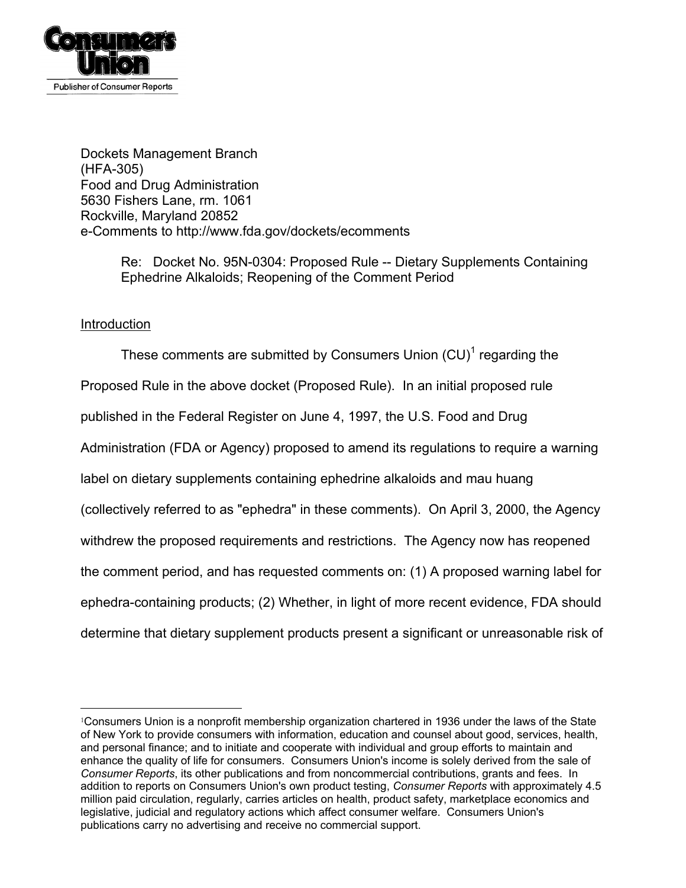Consumers Union

Publisher of Consumer Reports

Dockets Management Branch
(HFA-305)
Food and Drug Administration
5630 Fishers Lane, rm. 1061
Rockville, Maryland 20852
e-Comments to http://www.fda.gov/dockets/ecomments

> Re: Docket No. 95N-0304: Proposed Rule -- Dietary Supplements Containing Ephedrine Alkaloids; Reopening of the Comment Period

## Introduction

These comments are submitted by Consumers Union (CU)[1] regarding the Proposed Rule in the above docket (Proposed Rule). In an initial proposed rule published in the Federal Register on June 4, 1997, the U.S. Food and Drug Administration (FDA or Agency) proposed to amend its regulations to require a warning label on dietary supplements containing ephedrine alkaloids and mau huang (collectively referred to as "ephedra" in these comments). On April 3, 2000, the Agency withdrew the proposed requirements and restrictions. The Agency now has reopened the comment period, and has requested comments on: (1) A proposed warning label for ephedra-containing products; (2) Whether, in light of more recent evidence, FDA should determine that dietary supplement products present a significant or unreasonable risk of

---

[1]Consumers Union is a nonprofit membership organization chartered in 1936 under the laws of the State of New York to provide consumers with information, education and counsel about good, services, health, and personal finance; and to initiate and cooperate with individual and group efforts to maintain and enhance the quality of life for consumers. Consumers Union's income is solely derived from the sale of *Consumer Reports*, its other publications and from noncommercial contributions, grants and fees. In addition to reports on Consumers Union's own product testing, *Consumer Reports* with approximately 4.5 million paid circulation, regularly, carries articles on health, product safety, marketplace economics and legislative, judicial and regulatory actions which affect consumer welfare. Consumers Union's publications carry no advertising and receive no commercial support.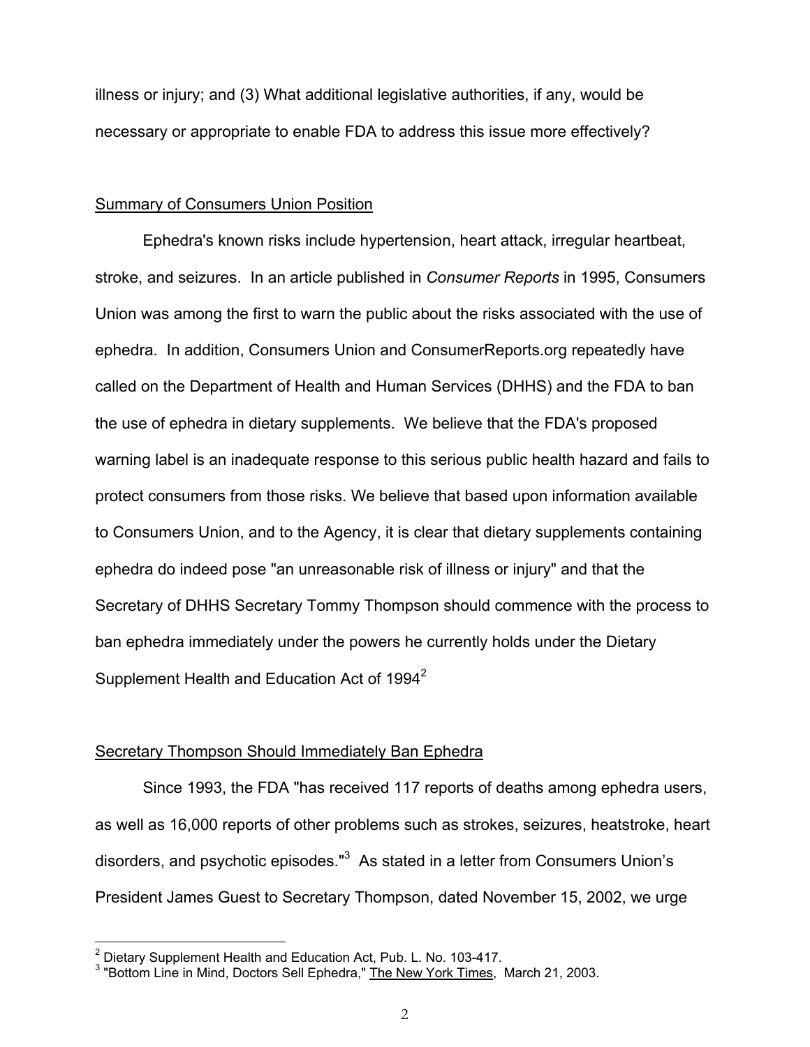illness or injury; and (3) What additional legislative authorities, if any, would be necessary or appropriate to enable FDA to address this issue more effectively?

## Summary of Consumers Union Position

Ephedra's known risks include hypertension, heart attack, irregular heartbeat, stroke, and seizures. In an article published in *Consumer Reports* in 1995, Consumers Union was among the first to warn the public about the risks associated with the use of ephedra. In addition, Consumers Union and ConsumerReports.org repeatedly have called on the Department of Health and Human Services (DHHS) and the FDA to ban the use of ephedra in dietary supplements. We believe that the FDA's proposed warning label is an inadequate response to this serious public health hazard and fails to protect consumers from those risks. We believe that based upon information available to Consumers Union, and to the Agency, it is clear that dietary supplements containing ephedra do indeed pose "an unreasonable risk of illness or injury" and that the Secretary of DHHS Secretary Tommy Thompson should commence with the process to ban ephedra immediately under the powers he currently holds under the Dietary Supplement Health and Education Act of 1994[2]

## Secretary Thompson Should Immediately Ban Ephedra

Since 1993, the FDA "has received 117 reports of deaths among ephedra users, as well as 16,000 reports of other problems such as strokes, seizures, heatstroke, heart disorders, and psychotic episodes."[3] As stated in a letter from Consumers Union's President James Guest to Secretary Thompson, dated November 15, 2002, we urge

---

[2] Dietary Supplement Health and Education Act, Pub. L. No. 103-417.

[3] "Bottom Line in Mind, Doctors Sell Ephedra," The New York Times, March 21, 2003.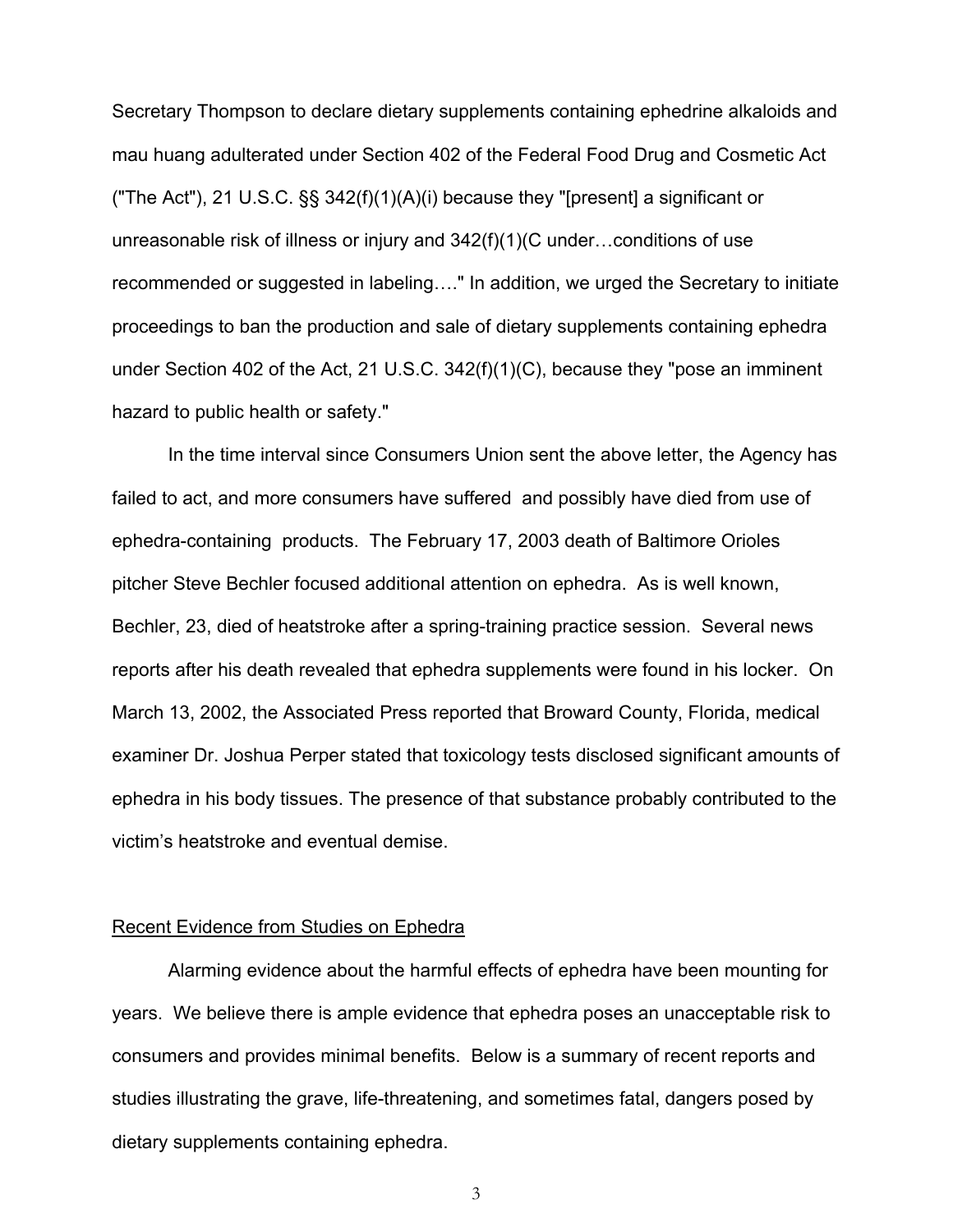Secretary Thompson to declare dietary supplements containing ephedrine alkaloids and mau huang adulterated under Section 402 of the Federal Food Drug and Cosmetic Act ("The Act"), 21 U.S.C. §§ 342(f)(1)(A)(i) because they "[present] a significant or unreasonable risk of illness or injury and 342(f)(1)(C under…conditions of use recommended or suggested in labeling…." In addition, we urged the Secretary to initiate proceedings to ban the production and sale of dietary supplements containing ephedra under Section 402 of the Act, 21 U.S.C. 342(f)(1)(C), because they "pose an imminent hazard to public health or safety."

In the time interval since Consumers Union sent the above letter, the Agency has failed to act, and more consumers have suffered and possibly have died from use of ephedra-containing products. The February 17, 2003 death of Baltimore Orioles pitcher Steve Bechler focused additional attention on ephedra. As is well known, Bechler, 23, died of heatstroke after a spring-training practice session. Several news reports after his death revealed that ephedra supplements were found in his locker. On March 13, 2002, the Associated Press reported that Broward County, Florida, medical examiner Dr. Joshua Perper stated that toxicology tests disclosed significant amounts of ephedra in his body tissues. The presence of that substance probably contributed to the victim's heatstroke and eventual demise.

<u>Recent Evidence from Studies on Ephedra</u>

Alarming evidence about the harmful effects of ephedra have been mounting for years. We believe there is ample evidence that ephedra poses an unacceptable risk to consumers and provides minimal benefits. Below is a summary of recent reports and studies illustrating the grave, life-threatening, and sometimes fatal, dangers posed by dietary supplements containing ephedra.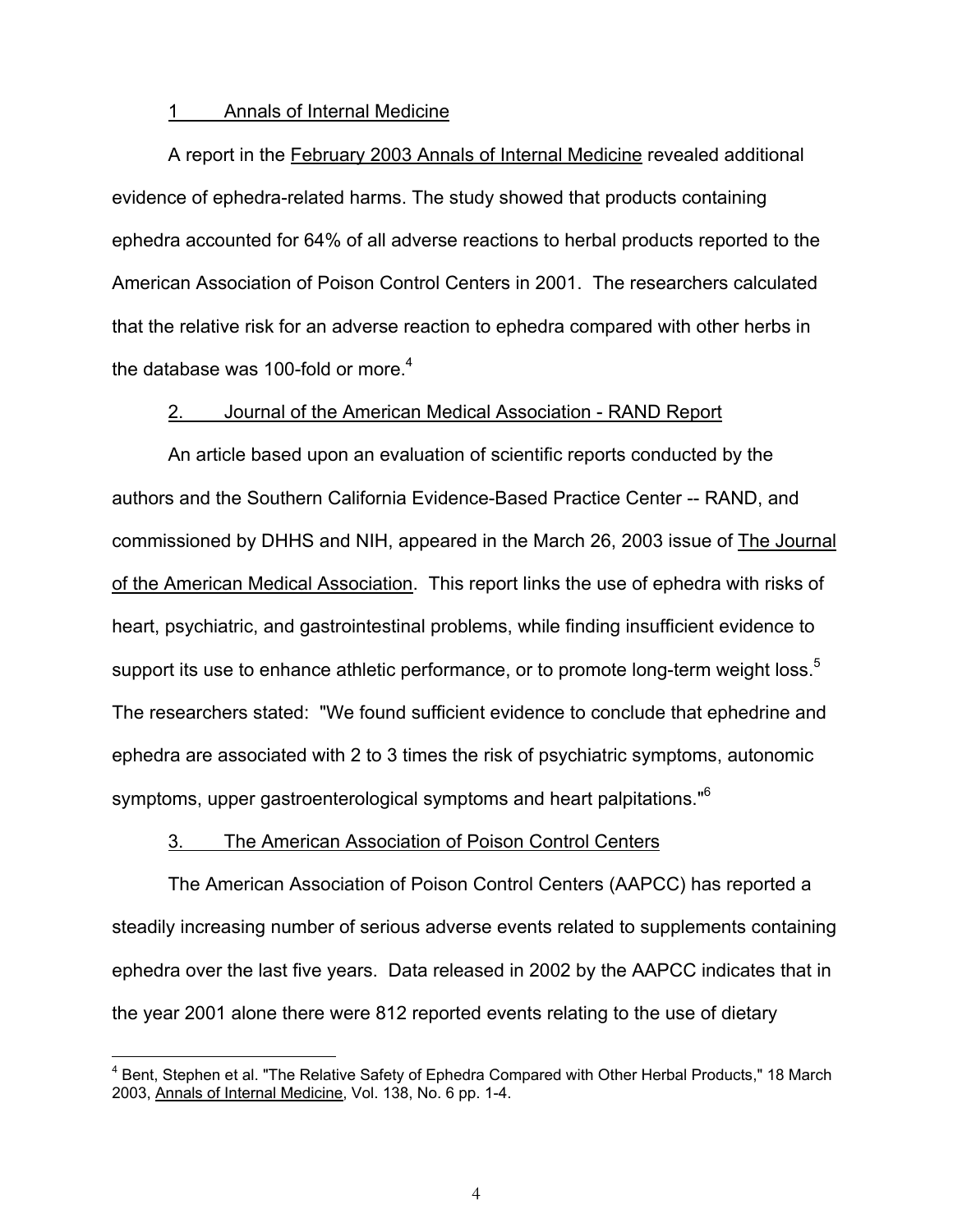### 1 Annals of Internal Medicine

A report in the February 2003 Annals of Internal Medicine revealed additional evidence of ephedra-related harms. The study showed that products containing ephedra accounted for 64% of all adverse reactions to herbal products reported to the American Association of Poison Control Centers in 2001. The researchers calculated that the relative risk for an adverse reaction to ephedra compared with other herbs in the database was 100-fold or more.[4]

### 2. Journal of the American Medical Association - RAND Report

An article based upon an evaluation of scientific reports conducted by the authors and the Southern California Evidence-Based Practice Center -- RAND, and commissioned by DHHS and NIH, appeared in the March 26, 2003 issue of The Journal of the American Medical Association. This report links the use of ephedra with risks of heart, psychiatric, and gastrointestinal problems, while finding insufficient evidence to support its use to enhance athletic performance, or to promote long-term weight loss.[5] The researchers stated: "We found sufficient evidence to conclude that ephedrine and ephedra are associated with 2 to 3 times the risk of psychiatric symptoms, autonomic symptoms, upper gastroenterological symptoms and heart palpitations."[6]

### 3. The American Association of Poison Control Centers

The American Association of Poison Control Centers (AAPCC) has reported a steadily increasing number of serious adverse events related to supplements containing ephedra over the last five years. Data released in 2002 by the AAPCC indicates that in the year 2001 alone there were 812 reported events relating to the use of dietary

---

[4] Bent, Stephen et al. "The Relative Safety of Ephedra Compared with Other Herbal Products," 18 March 2003, Annals of Internal Medicine, Vol. 138, No. 6 pp. 1-4.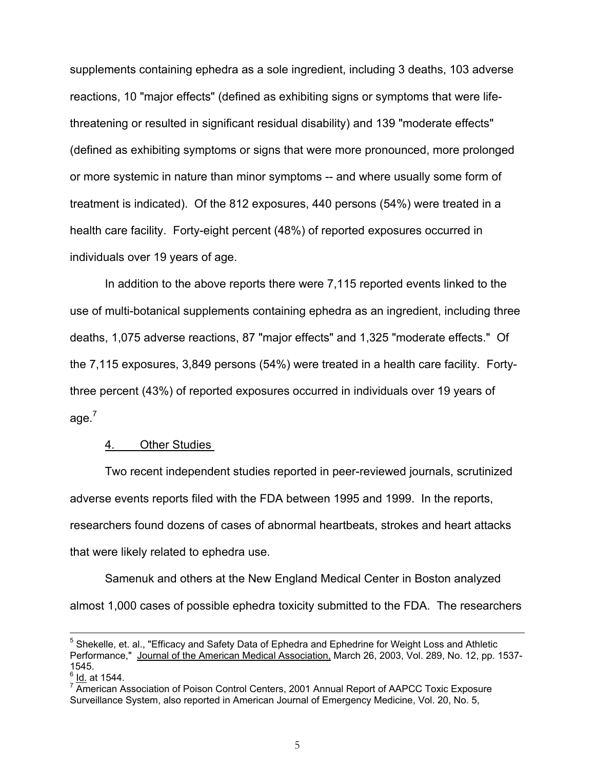supplements containing ephedra as a sole ingredient, including 3 deaths, 103 adverse reactions, 10 "major effects" (defined as exhibiting signs or symptoms that were life-threatening or resulted in significant residual disability) and 139 "moderate effects" (defined as exhibiting symptoms or signs that were more pronounced, more prolonged or more systemic in nature than minor symptoms -- and where usually some form of treatment is indicated). Of the 812 exposures, 440 persons (54%) were treated in a health care facility. Forty-eight percent (48%) of reported exposures occurred in individuals over 19 years of age.

In addition to the above reports there were 7,115 reported events linked to the use of multi-botanical supplements containing ephedra as an ingredient, including three deaths, 1,075 adverse reactions, 87 "major effects" and 1,325 "moderate effects." Of the 7,115 exposures, 3,849 persons (54%) were treated in a health care facility. Forty-three percent (43%) of reported exposures occurred in individuals over 19 years of age.[7]

4. Other Studies

Two recent independent studies reported in peer-reviewed journals, scrutinized adverse events reports filed with the FDA between 1995 and 1999. In the reports, researchers found dozens of cases of abnormal heartbeats, strokes and heart attacks that were likely related to ephedra use.

Samenuk and others at the New England Medical Center in Boston analyzed almost 1,000 cases of possible ephedra toxicity submitted to the FDA. The researchers

---

[5] Shekelle, et. al., "Efficacy and Safety Data of Ephedra and Ephedrine for Weight Loss and Athletic Performance," Journal of the American Medical Association, March 26, 2003, Vol. 289, No. 12, pp. 1537-1545.

[6] Id. at 1544.

[7] American Association of Poison Control Centers, 2001 Annual Report of AAPCC Toxic Exposure Surveillance System, also reported in American Journal of Emergency Medicine, Vol. 20, No. 5,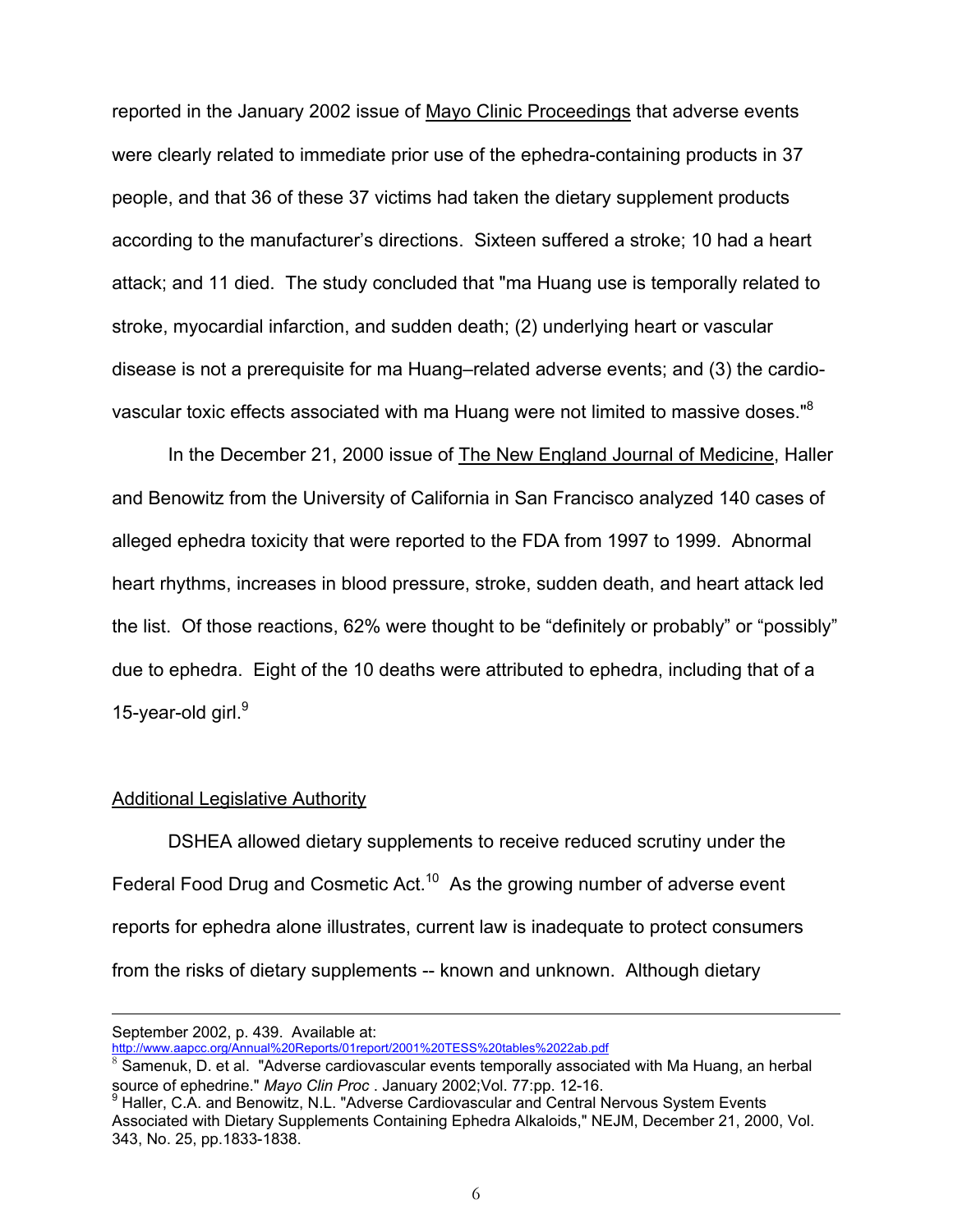reported in the January 2002 issue of Mayo Clinic Proceedings that adverse events were clearly related to immediate prior use of the ephedra-containing products in 37 people, and that 36 of these 37 victims had taken the dietary supplement products according to the manufacturer's directions. Sixteen suffered a stroke; 10 had a heart attack; and 11 died. The study concluded that "ma Huang use is temporally related to stroke, myocardial infarction, and sudden death; (2) underlying heart or vascular disease is not a prerequisite for ma Huang–related adverse events; and (3) the cardio-vascular toxic effects associated with ma Huang were not limited to massive doses."[8]

In the December 21, 2000 issue of The New England Journal of Medicine, Haller and Benowitz from the University of California in San Francisco analyzed 140 cases of alleged ephedra toxicity that were reported to the FDA from 1997 to 1999. Abnormal heart rhythms, increases in blood pressure, stroke, sudden death, and heart attack led the list. Of those reactions, 62% were thought to be "definitely or probably" or "possibly" due to ephedra. Eight of the 10 deaths were attributed to ephedra, including that of a 15-year-old girl.[9]

## Additional Legislative Authority

DSHEA allowed dietary supplements to receive reduced scrutiny under the Federal Food Drug and Cosmetic Act.[10] As the growing number of adverse event reports for ephedra alone illustrates, current law is inadequate to protect consumers from the risks of dietary supplements -- known and unknown. Although dietary

---

September 2002, p. 439. Available at: http://www.aapcc.org/Annual%20Reports/01report/2001%20TESS%20tables%2022ab.pdf

[8] Samenuk, D. et al. "Adverse cardiovascular events temporally associated with Ma Huang, an herbal source of ephedrine." *Mayo Clin Proc* . January 2002;Vol. 77:pp. 12-16.

[9] Haller, C.A. and Benowitz, N.L. "Adverse Cardiovascular and Central Nervous System Events Associated with Dietary Supplements Containing Ephedra Alkaloids," NEJM, December 21, 2000, Vol. 343, No. 25, pp.1833-1838.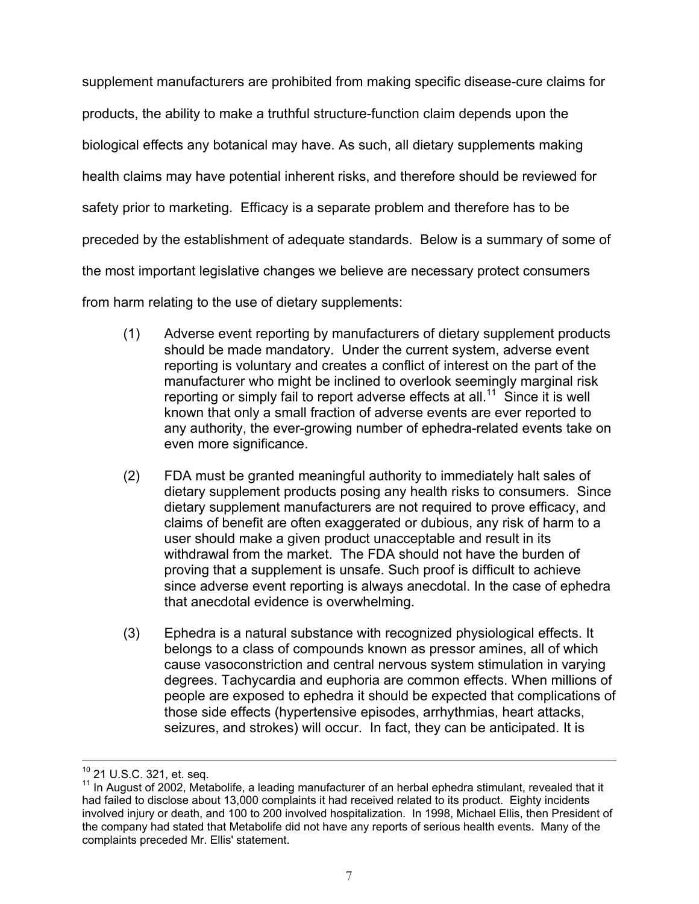supplement manufacturers are prohibited from making specific disease-cure claims for products, the ability to make a truthful structure-function claim depends upon the biological effects any botanical may have. As such, all dietary supplements making health claims may have potential inherent risks, and therefore should be reviewed for safety prior to marketing. Efficacy is a separate problem and therefore has to be preceded by the establishment of adequate standards. Below is a summary of some of the most important legislative changes we believe are necessary protect consumers from harm relating to the use of dietary supplements:

(1) Adverse event reporting by manufacturers of dietary supplement products should be made mandatory. Under the current system, adverse event reporting is voluntary and creates a conflict of interest on the part of the manufacturer who might be inclined to overlook seemingly marginal risk reporting or simply fail to report adverse effects at all.[11] Since it is well known that only a small fraction of adverse events are ever reported to any authority, the ever-growing number of ephedra-related events take on even more significance.

(2) FDA must be granted meaningful authority to immediately halt sales of dietary supplement products posing any health risks to consumers. Since dietary supplement manufacturers are not required to prove efficacy, and claims of benefit are often exaggerated or dubious, any risk of harm to a user should make a given product unacceptable and result in its withdrawal from the market. The FDA should not have the burden of proving that a supplement is unsafe. Such proof is difficult to achieve since adverse event reporting is always anecdotal. In the case of ephedra that anecdotal evidence is overwhelming.

(3) Ephedra is a natural substance with recognized physiological effects. It belongs to a class of compounds known as pressor amines, all of which cause vasoconstriction and central nervous system stimulation in varying degrees. Tachycardia and euphoria are common effects. When millions of people are exposed to ephedra it should be expected that complications of those side effects (hypertensive episodes, arrhythmias, heart attacks, seizures, and strokes) will occur. In fact, they can be anticipated. It is

---

[10] 21 U.S.C. 321, et. seq.

[11] In August of 2002, Metabolife, a leading manufacturer of an herbal ephedra stimulant, revealed that it had failed to disclose about 13,000 complaints it had received related to its product. Eighty incidents involved injury or death, and 100 to 200 involved hospitalization. In 1998, Michael Ellis, then President of the company had stated that Metabolife did not have any reports of serious health events. Many of the complaints preceded Mr. Ellis' statement.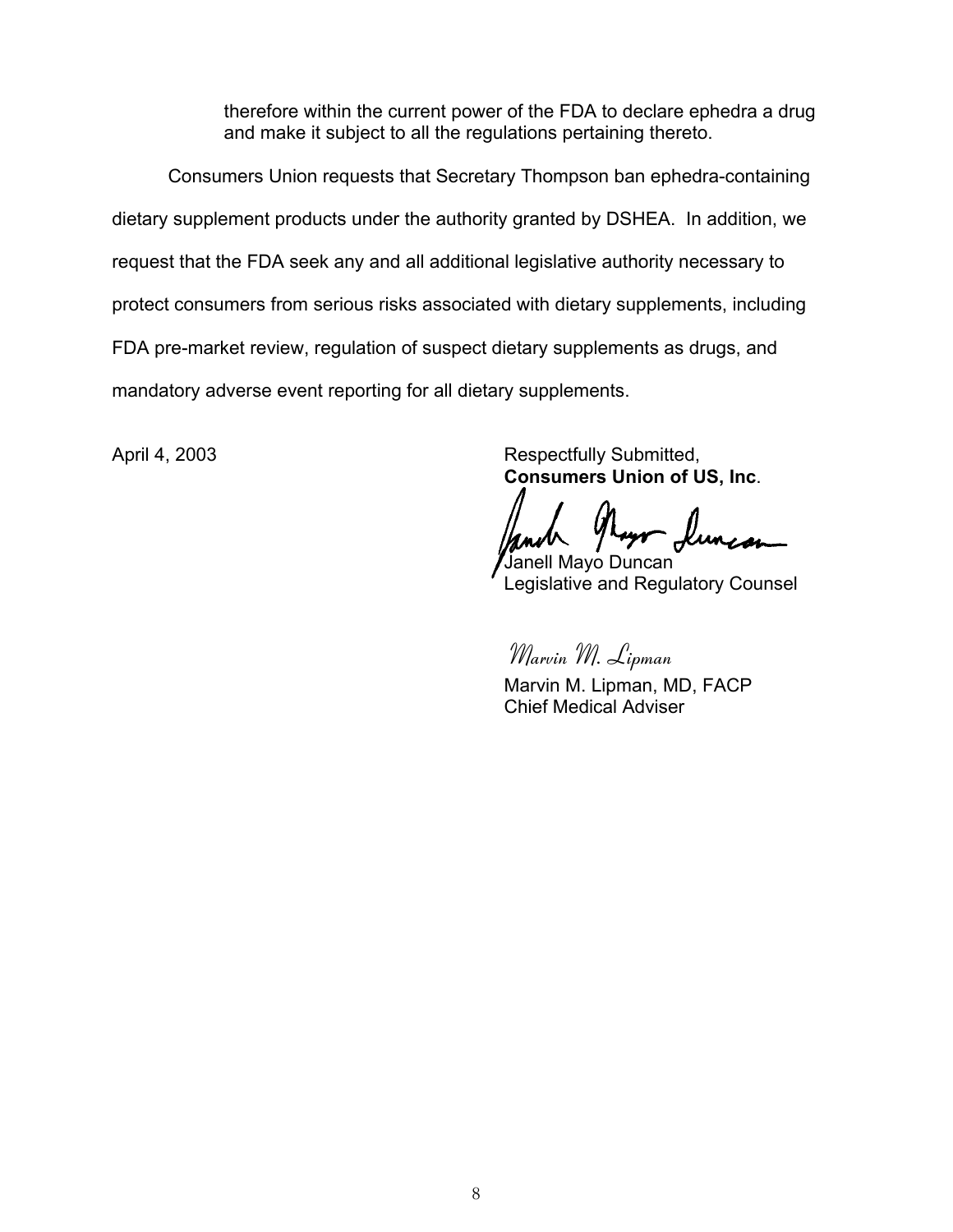therefore within the current power of the FDA to declare ephedra a drug and make it subject to all the regulations pertaining thereto.

Consumers Union requests that Secretary Thompson ban ephedra-containing dietary supplement products under the authority granted by DSHEA. In addition, we request that the FDA seek any and all additional legislative authority necessary to protect consumers from serious risks associated with dietary supplements, including FDA pre-market review, regulation of suspect dietary supplements as drugs, and mandatory adverse event reporting for all dietary supplements.

April 4, 2003

Respectfully Submitted,
**Consumers Union of US, Inc**.

Janell Mayo Duncan
Legislative and Regulatory Counsel

*Marvin M. Lipman*

Marvin M. Lipman, MD, FACP
Chief Medical Adviser